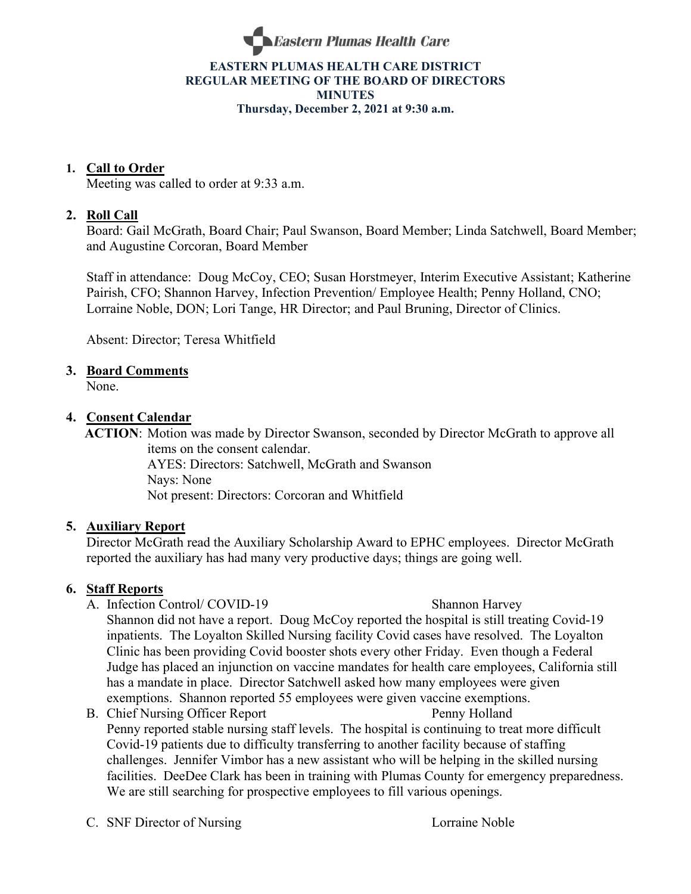Eastern Plumas Health Care

# EASTERN PLUMAS HEALTH CARE DISTRICT
## REGULAR MEETING OF THE BOARD OF DIRECTORS
## MINUTES
**Thursday, December 2, 2021 at 9:30 a.m.**

1. **Call to Order**
   Meeting was called to order at 9:33 a.m.

2. **Roll Call**
   Board: Gail McGrath, Board Chair; Paul Swanson, Board Member; Linda Satchwell, Board Member; and Augustine Corcoran, Board Member

   Staff in attendance: Doug McCoy, CEO; Susan Horstmeyer, Interim Executive Assistant; Katherine Pairish, CFO; Shannon Harvey, Infection Prevention/ Employee Health; Penny Holland, CNO; Lorraine Noble, DON; Lori Tange, HR Director; and Paul Bruning, Director of Clinics.

   Absent: Director; Teresa Whitfield

3. **Board Comments**
   None.

4. **Consent Calendar**
   **ACTION**: Motion was made by Director Swanson, seconded by Director McGrath to approve all items on the consent calendar.
   AYES: Directors: Satchwell, McGrath and Swanson
   Nays: None
   Not present: Directors: Corcoran and Whitfield

5. **Auxiliary Report**
   Director McGrath read the Auxiliary Scholarship Award to EPHC employees. Director McGrath reported the auxiliary has had many very productive days; things are going well.

6. **Staff Reports**
   A. Infection Control/ COVID-19 — Shannon Harvey
   Shannon did not have a report. Doug McCoy reported the hospital is still treating Covid-19 inpatients. The Loyalton Skilled Nursing facility Covid cases have resolved. The Loyalton Clinic has been providing Covid booster shots every other Friday. Even though a Federal Judge has placed an injunction on vaccine mandates for health care employees, California still has a mandate in place. Director Satchwell asked how many employees were given exemptions. Shannon reported 55 employees were given vaccine exemptions.

   B. Chief Nursing Officer Report — Penny Holland
   Penny reported stable nursing staff levels. The hospital is continuing to treat more difficult Covid-19 patients due to difficulty transferring to another facility because of staffing challenges. Jennifer Vimbor has a new assistant who will be helping in the skilled nursing facilities. DeeDee Clark has been in training with Plumas County for emergency preparedness. We are still searching for prospective employees to fill various openings.

   C. SNF Director of Nursing — Lorraine Noble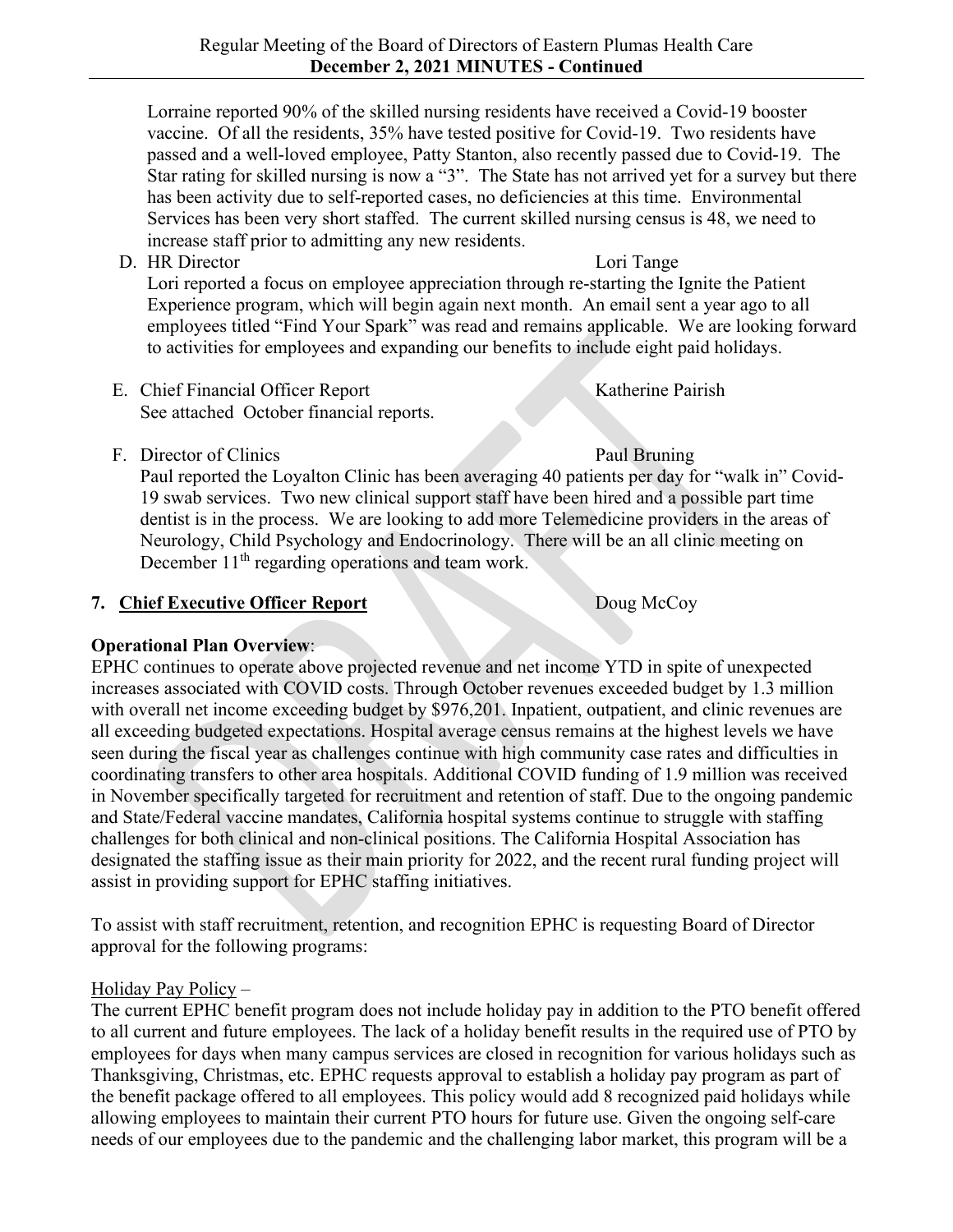Lorraine reported 90% of the skilled nursing residents have received a Covid-19 booster vaccine. Of all the residents, 35% have tested positive for Covid-19. Two residents have passed and a well-loved employee, Patty Stanton, also recently passed due to Covid-19. The Star rating for skilled nursing is now a "3". The State has not arrived yet for a survey but there has been activity due to self-reported cases, no deficiencies at this time. Environmental Services has been very short staffed. The current skilled nursing census is 48, we need to increase staff prior to admitting any new residents.

D. HR Director — Lori Tange

Lori reported a focus on employee appreciation through re-starting the Ignite the Patient Experience program, which will begin again next month. An email sent a year ago to all employees titled "Find Your Spark" was read and remains applicable. We are looking forward to activities for employees and expanding our benefits to include eight paid holidays.

E. Chief Financial Officer Report — Katherine Pairish

See attached October financial reports.

F. Director of Clinics — Paul Bruning

Paul reported the Loyalton Clinic has been averaging 40 patients per day for "walk in" Covid-19 swab services. Two new clinical support staff have been hired and a possible part time dentist is in the process. We are looking to add more Telemedicine providers in the areas of Neurology, Child Psychology and Endocrinology. There will be an all clinic meeting on December 11th regarding operations and team work.

## 7. Chief Executive Officer Report — Doug McCoy

**Operational Plan Overview**:

EPHC continues to operate above projected revenue and net income YTD in spite of unexpected increases associated with COVID costs. Through October revenues exceeded budget by 1.3 million with overall net income exceeding budget by $976,201. Inpatient, outpatient, and clinic revenues are all exceeding budgeted expectations. Hospital average census remains at the highest levels we have seen during the fiscal year as challenges continue with high community case rates and difficulties in coordinating transfers to other area hospitals. Additional COVID funding of 1.9 million was received in November specifically targeted for recruitment and retention of staff. Due to the ongoing pandemic and State/Federal vaccine mandates, California hospital systems continue to struggle with staffing challenges for both clinical and non-clinical positions. The California Hospital Association has designated the staffing issue as their main priority for 2022, and the recent rural funding project will assist in providing support for EPHC staffing initiatives.

To assist with staff recruitment, retention, and recognition EPHC is requesting Board of Director approval for the following programs:

Holiday Pay Policy –

The current EPHC benefit program does not include holiday pay in addition to the PTO benefit offered to all current and future employees. The lack of a holiday benefit results in the required use of PTO by employees for days when many campus services are closed in recognition for various holidays such as Thanksgiving, Christmas, etc. EPHC requests approval to establish a holiday pay program as part of the benefit package offered to all employees. This policy would add 8 recognized paid holidays while allowing employees to maintain their current PTO hours for future use. Given the ongoing self-care needs of our employees due to the pandemic and the challenging labor market, this program will be a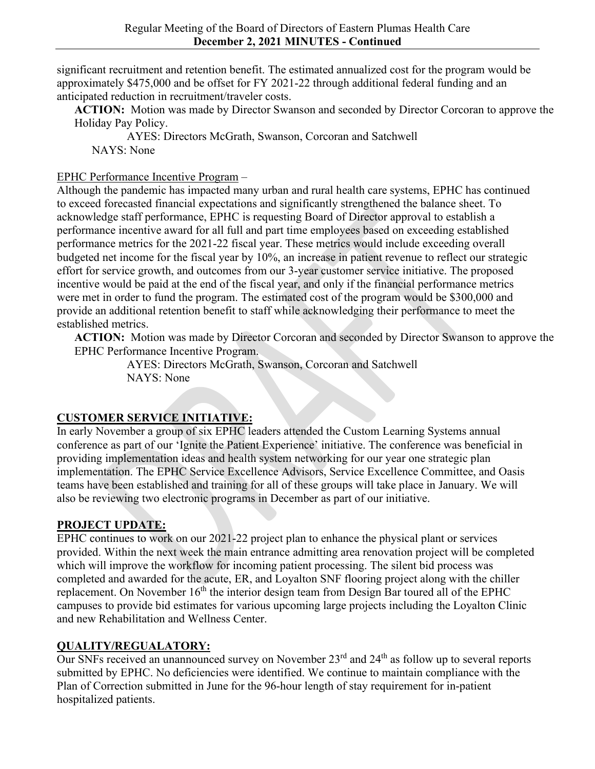significant recruitment and retention benefit. The estimated annualized cost for the program would be approximately $475,000 and be offset for FY 2021-22 through additional federal funding and an anticipated reduction in recruitment/traveler costs.

**ACTION:** Motion was made by Director Swanson and seconded by Director Corcoran to approve the Holiday Pay Policy.

AYES: Directors McGrath, Swanson, Corcoran and Satchwell
NAYS: None

EPHC Performance Incentive Program –

Although the pandemic has impacted many urban and rural health care systems, EPHC has continued to exceed forecasted financial expectations and significantly strengthened the balance sheet. To acknowledge staff performance, EPHC is requesting Board of Director approval to establish a performance incentive award for all full and part time employees based on exceeding established performance metrics for the 2021-22 fiscal year. These metrics would include exceeding overall budgeted net income for the fiscal year by 10%, an increase in patient revenue to reflect our strategic effort for service growth, and outcomes from our 3-year customer service initiative. The proposed incentive would be paid at the end of the fiscal year, and only if the financial performance metrics were met in order to fund the program. The estimated cost of the program would be $300,000 and provide an additional retention benefit to staff while acknowledging their performance to meet the established metrics.

**ACTION:** Motion was made by Director Corcoran and seconded by Director Swanson to approve the EPHC Performance Incentive Program.

AYES: Directors McGrath, Swanson, Corcoran and Satchwell
NAYS: None

## CUSTOMER SERVICE INITIATIVE:

In early November a group of six EPHC leaders attended the Custom Learning Systems annual conference as part of our 'Ignite the Patient Experience' initiative. The conference was beneficial in providing implementation ideas and health system networking for our year one strategic plan implementation. The EPHC Service Excellence Advisors, Service Excellence Committee, and Oasis teams have been established and training for all of these groups will take place in January. We will also be reviewing two electronic programs in December as part of our initiative.

## PROJECT UPDATE:

EPHC continues to work on our 2021-22 project plan to enhance the physical plant or services provided. Within the next week the main entrance admitting area renovation project will be completed which will improve the workflow for incoming patient processing. The silent bid process was completed and awarded for the acute, ER, and Loyalton SNF flooring project along with the chiller replacement. On November 16th the interior design team from Design Bar toured all of the EPHC campuses to provide bid estimates for various upcoming large projects including the Loyalton Clinic and new Rehabilitation and Wellness Center.

## QUALITY/REGULATORY:

Our SNFs received an unannounced survey on November 23rd and 24th as follow up to several reports submitted by EPHC. No deficiencies were identified. We continue to maintain compliance with the Plan of Correction submitted in June for the 96-hour length of stay requirement for in-patient hospitalized patients.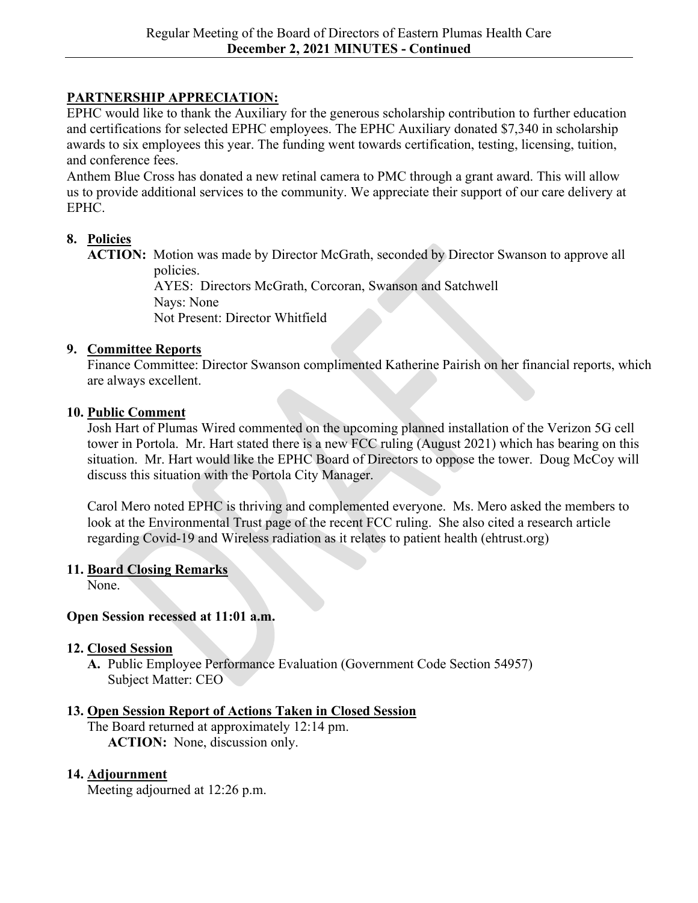**PARTNERSHIP APPRECIATION:**

EPHC would like to thank the Auxiliary for the generous scholarship contribution to further education and certifications for selected EPHC employees. The EPHC Auxiliary donated $7,340 in scholarship awards to six employees this year. The funding went towards certification, testing, licensing, tuition, and conference fees.

Anthem Blue Cross has donated a new retinal camera to PMC through a grant award. This will allow us to provide additional services to the community. We appreciate their support of our care delivery at EPHC.

## 8. Policies

**ACTION:** Motion was made by Director McGrath, seconded by Director Swanson to approve all policies.
AYES: Directors McGrath, Corcoran, Swanson and Satchwell
Nays: None
Not Present: Director Whitfield

## 9. Committee Reports

Finance Committee: Director Swanson complimented Katherine Pairish on her financial reports, which are always excellent.

## 10. Public Comment

Josh Hart of Plumas Wired commented on the upcoming planned installation of the Verizon 5G cell tower in Portola. Mr. Hart stated there is a new FCC ruling (August 2021) which has bearing on this situation. Mr. Hart would like the EPHC Board of Directors to oppose the tower. Doug McCoy will discuss this situation with the Portola City Manager.

Carol Mero noted EPHC is thriving and complemented everyone. Ms. Mero asked the members to look at the Environmental Trust page of the recent FCC ruling. She also cited a research article regarding Covid-19 and Wireless radiation as it relates to patient health (ehtrust.org)

## 11. Board Closing Remarks

None.

**Open Session recessed at 11:01 a.m.**

## 12. Closed Session

**A.** Public Employee Performance Evaluation (Government Code Section 54957)
Subject Matter: CEO

## 13. Open Session Report of Actions Taken in Closed Session

The Board returned at approximately 12:14 pm.
**ACTION:** None, discussion only.

## 14. Adjournment

Meeting adjourned at 12:26 p.m.